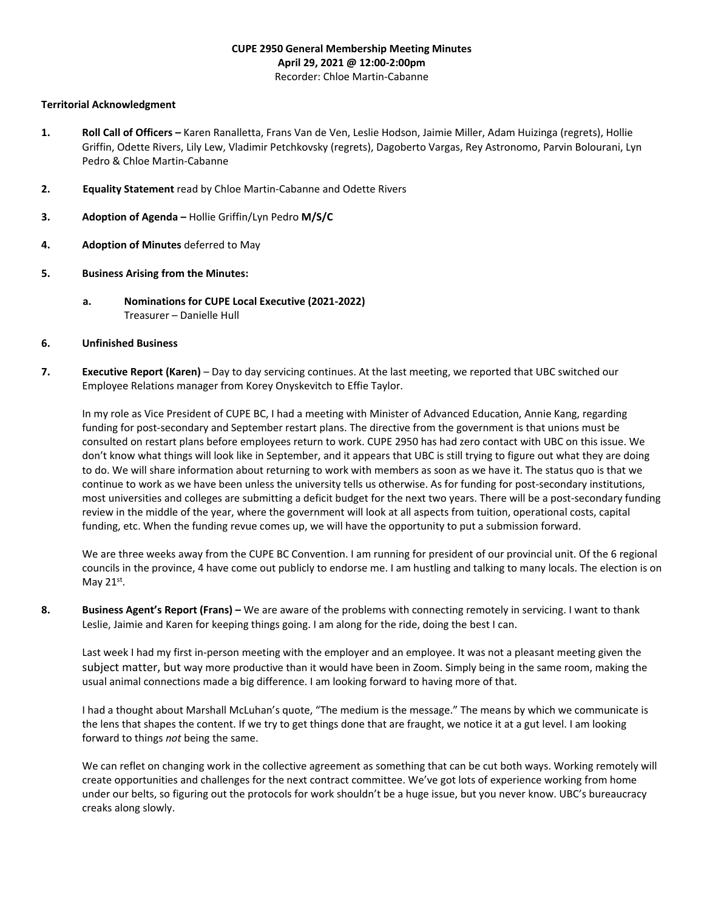**CUPE 2950 General Membership Meeting Minutes**
**April 29, 2021 @ 12:00-2:00pm**
Recorder: Chloe Martin-Cabanne

**Territorial Acknowledgment**

1. **Roll Call of Officers –** Karen Ranalletta, Frans Van de Ven, Leslie Hodson, Jaimie Miller, Adam Huizinga (regrets), Hollie Griffin, Odette Rivers, Lily Lew, Vladimir Petchkovsky (regrets), Dagoberto Vargas, Rey Astronomo, Parvin Bolourani, Lyn Pedro & Chloe Martin-Cabanne

2. **Equality Statement** read by Chloe Martin-Cabanne and Odette Rivers

3. **Adoption of Agenda –** Hollie Griffin/Lyn Pedro **M/S/C**

4. **Adoption of Minutes** deferred to May

5. **Business Arising from the Minutes:**

   a. **Nominations for CUPE Local Executive (2021-2022)**
   Treasurer – Danielle Hull

6. **Unfinished Business**

7. **Executive Report (Karen)** – Day to day servicing continues. At the last meeting, we reported that UBC switched our Employee Relations manager from Korey Onyskevitch to Effie Taylor.

   In my role as Vice President of CUPE BC, I had a meeting with Minister of Advanced Education, Annie Kang, regarding funding for post-secondary and September restart plans. The directive from the government is that unions must be consulted on restart plans before employees return to work. CUPE 2950 has had zero contact with UBC on this issue. We don't know what things will look like in September, and it appears that UBC is still trying to figure out what they are doing to do. We will share information about returning to work with members as soon as we have it. The status quo is that we continue to work as we have been unless the university tells us otherwise. As for funding for post-secondary institutions, most universities and colleges are submitting a deficit budget for the next two years. There will be a post-secondary funding review in the middle of the year, where the government will look at all aspects from tuition, operational costs, capital funding, etc. When the funding revue comes up, we will have the opportunity to put a submission forward.

   We are three weeks away from the CUPE BC Convention. I am running for president of our provincial unit. Of the 6 regional councils in the province, 4 have come out publicly to endorse me. I am hustling and talking to many locals. The election is on May 21st.

8. **Business Agent's Report (Frans) –** We are aware of the problems with connecting remotely in servicing. I want to thank Leslie, Jaimie and Karen for keeping things going. I am along for the ride, doing the best I can.

   Last week I had my first in-person meeting with the employer and an employee. It was not a pleasant meeting given the subject matter, but way more productive than it would have been in Zoom. Simply being in the same room, making the usual animal connections made a big difference. I am looking forward to having more of that.

   I had a thought about Marshall McLuhan's quote, "The medium is the message." The means by which we communicate is the lens that shapes the content. If we try to get things done that are fraught, we notice it at a gut level. I am looking forward to things *not* being the same.

   We can reflet on changing work in the collective agreement as something that can be cut both ways. Working remotely will create opportunities and challenges for the next contract committee. We've got lots of experience working from home under our belts, so figuring out the protocols for work shouldn't be a huge issue, but you never know. UBC's bureaucracy creaks along slowly.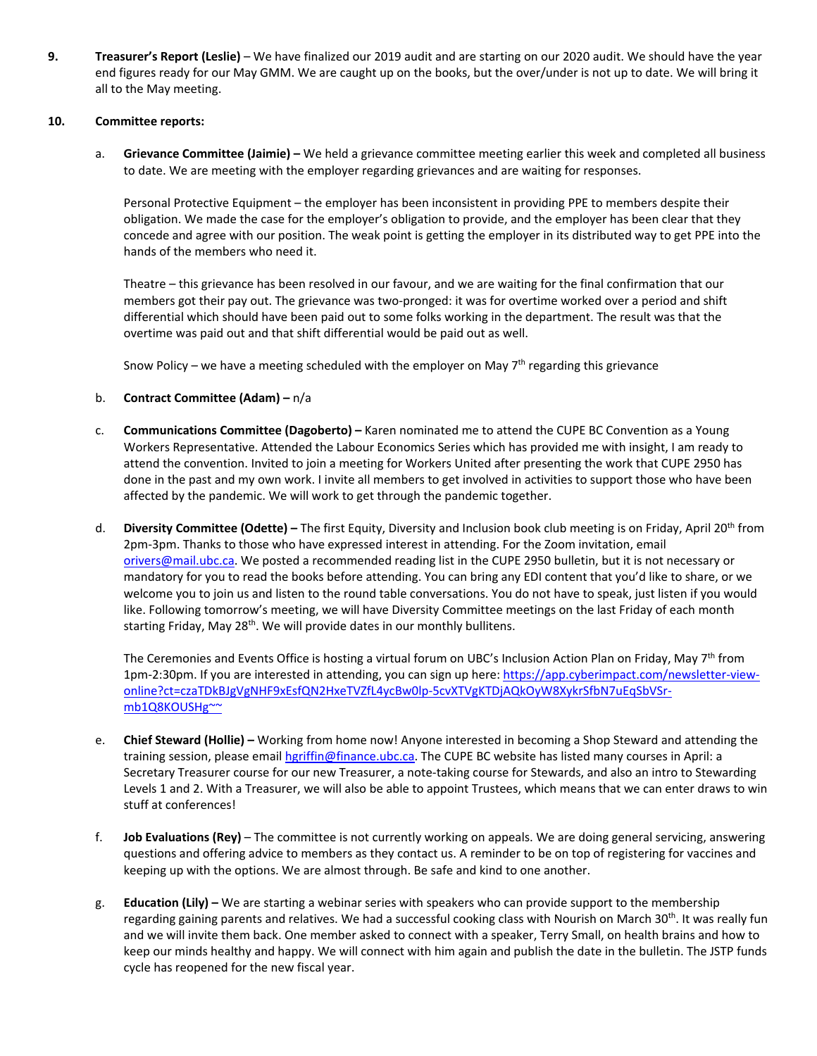9. **Treasurer's Report (Leslie)** – We have finalized our 2019 audit and are starting on our 2020 audit. We should have the year end figures ready for our May GMM. We are caught up on the books, but the over/under is not up to date. We will bring it all to the May meeting.

10. **Committee reports:**

    a. **Grievance Committee (Jaimie) –** We held a grievance committee meeting earlier this week and completed all business to date. We are meeting with the employer regarding grievances and are waiting for responses.

    Personal Protective Equipment – the employer has been inconsistent in providing PPE to members despite their obligation. We made the case for the employer's obligation to provide, and the employer has been clear that they concede and agree with our position. The weak point is getting the employer in its distributed way to get PPE into the hands of the members who need it.

    Theatre – this grievance has been resolved in our favour, and we are waiting for the final confirmation that our members got their pay out. The grievance was two-pronged: it was for overtime worked over a period and shift differential which should have been paid out to some folks working in the department. The result was that the overtime was paid out and that shift differential would be paid out as well.

    Snow Policy – we have a meeting scheduled with the employer on May 7th regarding this grievance

    b. **Contract Committee (Adam) –** n/a

    c. **Communications Committee (Dagoberto) –** Karen nominated me to attend the CUPE BC Convention as a Young Workers Representative. Attended the Labour Economics Series which has provided me with insight, I am ready to attend the convention. Invited to join a meeting for Workers United after presenting the work that CUPE 2950 has done in the past and my own work. I invite all members to get involved in activities to support those who have been affected by the pandemic. We will work to get through the pandemic together.

    d. **Diversity Committee (Odette) –** The first Equity, Diversity and Inclusion book club meeting is on Friday, April 20th from 2pm-3pm. Thanks to those who have expressed interest in attending. For the Zoom invitation, email orivers@mail.ubc.ca. We posted a recommended reading list in the CUPE 2950 bulletin, but it is not necessary or mandatory for you to read the books before attending. You can bring any EDI content that you'd like to share, or we welcome you to join us and listen to the round table conversations. You do not have to speak, just listen if you would like. Following tomorrow's meeting, we will have Diversity Committee meetings on the last Friday of each month starting Friday, May 28th. We will provide dates in our monthly bullitens.

    The Ceremonies and Events Office is hosting a virtual forum on UBC's Inclusion Action Plan on Friday, May 7th from 1pm-2:30pm. If you are interested in attending, you can sign up here: https://app.cyberimpact.com/newsletter-view-online?ct=czaTDkBJgVgNHF9xEsfQN2HxeTVZfL4ycBw0lp-5cvXTVgKTDjAQkOyW8XykrSfbN7uEqSbVSr-mb1Q8KOUSHg~~

    e. **Chief Steward (Hollie) –** Working from home now! Anyone interested in becoming a Shop Steward and attending the training session, please email hgriffin@finance.ubc.ca. The CUPE BC website has listed many courses in April: a Secretary Treasurer course for our new Treasurer, a note-taking course for Stewards, and also an intro to Stewarding Levels 1 and 2. With a Treasurer, we will also be able to appoint Trustees, which means that we can enter draws to win stuff at conferences!

    f. **Job Evaluations (Rey)** – The committee is not currently working on appeals. We are doing general servicing, answering questions and offering advice to members as they contact us. A reminder to be on top of registering for vaccines and keeping up with the options. We are almost through. Be safe and kind to one another.

    g. **Education (Lily) –** We are starting a webinar series with speakers who can provide support to the membership regarding gaining parents and relatives. We had a successful cooking class with Nourish on March 30th. It was really fun and we will invite them back. One member asked to connect with a speaker, Terry Small, on health brains and how to keep our minds healthy and happy. We will connect with him again and publish the date in the bulletin. The JSTP funds cycle has reopened for the new fiscal year.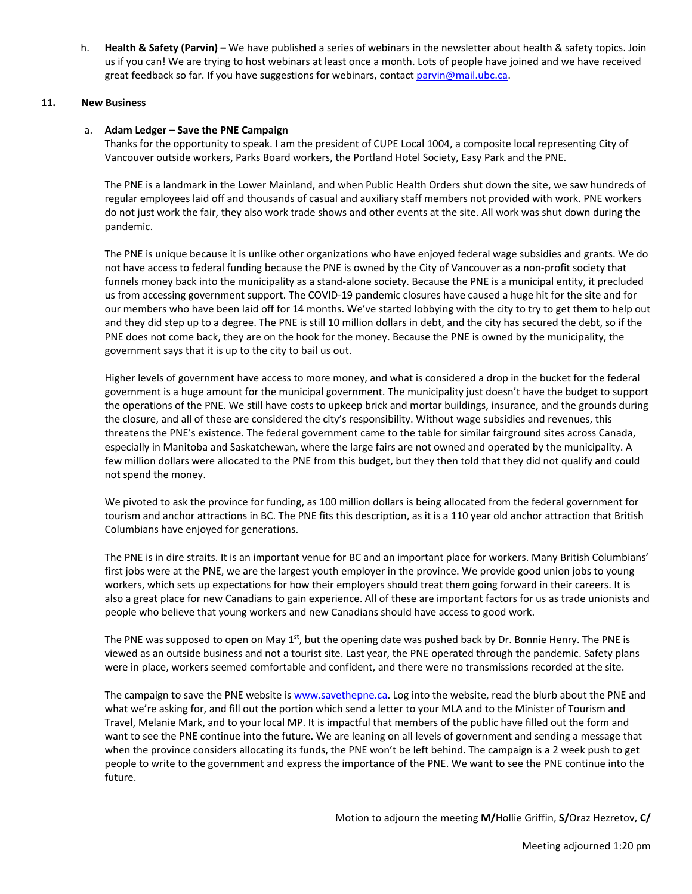h. **Health & Safety (Parvin) –** We have published a series of webinars in the newsletter about health & safety topics. Join us if you can! We are trying to host webinars at least once a month. Lots of people have joined and we have received great feedback so far. If you have suggestions for webinars, contact parvin@mail.ubc.ca.

## 11. New Business

a. **Adam Ledger – Save the PNE Campaign**

Thanks for the opportunity to speak. I am the president of CUPE Local 1004, a composite local representing City of Vancouver outside workers, Parks Board workers, the Portland Hotel Society, Easy Park and the PNE.

The PNE is a landmark in the Lower Mainland, and when Public Health Orders shut down the site, we saw hundreds of regular employees laid off and thousands of casual and auxiliary staff members not provided with work. PNE workers do not just work the fair, they also work trade shows and other events at the site. All work was shut down during the pandemic.

The PNE is unique because it is unlike other organizations who have enjoyed federal wage subsidies and grants. We do not have access to federal funding because the PNE is owned by the City of Vancouver as a non-profit society that funnels money back into the municipality as a stand-alone society. Because the PNE is a municipal entity, it precluded us from accessing government support. The COVID-19 pandemic closures have caused a huge hit for the site and for our members who have been laid off for 14 months. We've started lobbying with the city to try to get them to help out and they did step up to a degree. The PNE is still 10 million dollars in debt, and the city has secured the debt, so if the PNE does not come back, they are on the hook for the money. Because the PNE is owned by the municipality, the government says that it is up to the city to bail us out.

Higher levels of government have access to more money, and what is considered a drop in the bucket for the federal government is a huge amount for the municipal government. The municipality just doesn't have the budget to support the operations of the PNE. We still have costs to upkeep brick and mortar buildings, insurance, and the grounds during the closure, and all of these are considered the city's responsibility. Without wage subsidies and revenues, this threatens the PNE's existence. The federal government came to the table for similar fairground sites across Canada, especially in Manitoba and Saskatchewan, where the large fairs are not owned and operated by the municipality. A few million dollars were allocated to the PNE from this budget, but they then told that they did not qualify and could not spend the money.

We pivoted to ask the province for funding, as 100 million dollars is being allocated from the federal government for tourism and anchor attractions in BC. The PNE fits this description, as it is a 110 year old anchor attraction that British Columbians have enjoyed for generations.

The PNE is in dire straits. It is an important venue for BC and an important place for workers. Many British Columbians' first jobs were at the PNE, we are the largest youth employer in the province. We provide good union jobs to young workers, which sets up expectations for how their employers should treat them going forward in their careers. It is also a great place for new Canadians to gain experience. All of these are important factors for us as trade unionists and people who believe that young workers and new Canadians should have access to good work.

The PNE was supposed to open on May 1st, but the opening date was pushed back by Dr. Bonnie Henry. The PNE is viewed as an outside business and not a tourist site. Last year, the PNE operated through the pandemic. Safety plans were in place, workers seemed comfortable and confident, and there were no transmissions recorded at the site.

The campaign to save the PNE website is www.savethepne.ca. Log into the website, read the blurb about the PNE and what we're asking for, and fill out the portion which send a letter to your MLA and to the Minister of Tourism and Travel, Melanie Mark, and to your local MP. It is impactful that members of the public have filled out the form and want to see the PNE continue into the future. We are leaning on all levels of government and sending a message that when the province considers allocating its funds, the PNE won't be left behind. The campaign is a 2 week push to get people to write to the government and express the importance of the PNE. We want to see the PNE continue into the future.

Motion to adjourn the meeting **M/**Hollie Griffin, **S/**Oraz Hezretov, **C/**

Meeting adjourned 1:20 pm